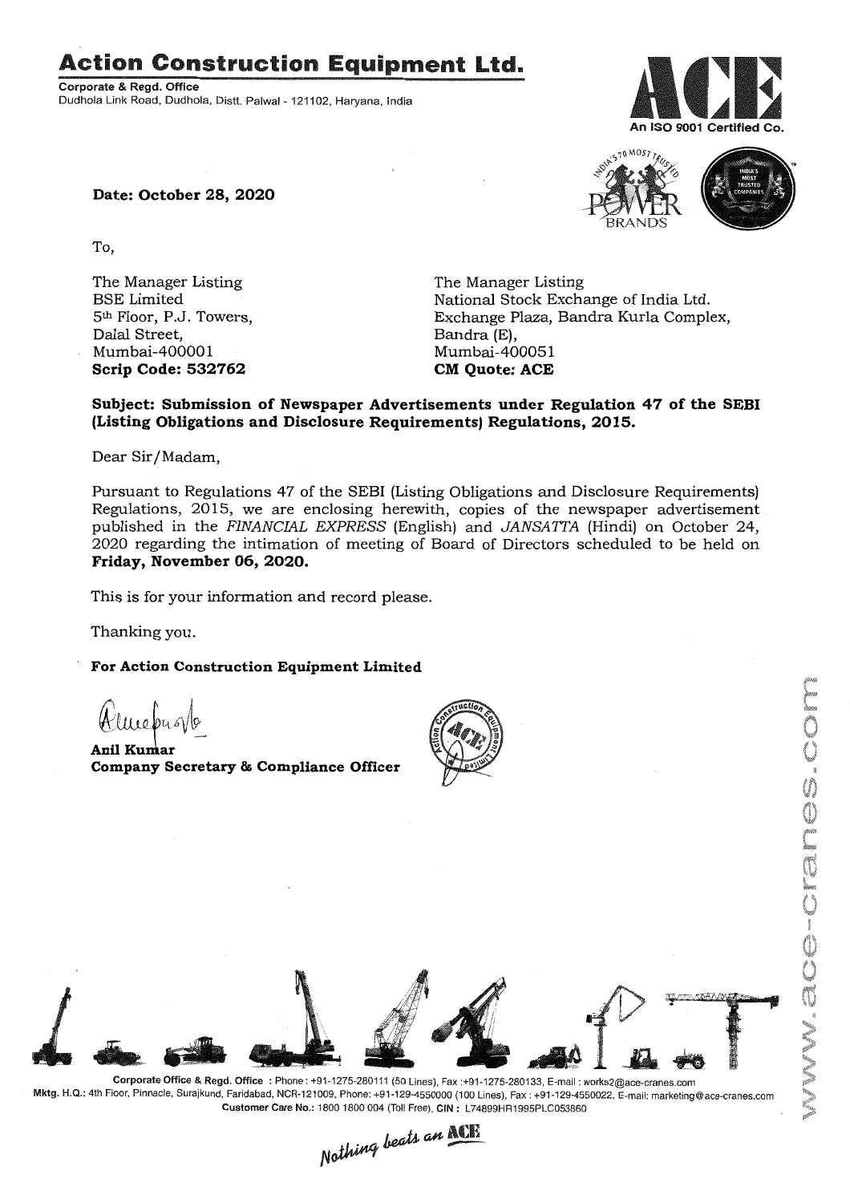# Action Construction Equipment Ltd.

**Corporate & Regd. Office**
Dudhola Link Road, Dudhola, Distt. Palwal - 121102, Haryana, India

An ISO 9001 Certified Co.

**Date: October 28, 2020**

To,

The Manager Listing
BSE Limited
5th Floor, P.J. Towers,
Dalal Street,
Mumbai-400001
**Scrip Code: 532762**

The Manager Listing
National Stock Exchange of India Ltd.
Exchange Plaza, Bandra Kurla Complex,
Bandra (E),
Mumbai-400051
**CM Quote: ACE**

**Subject: Submission of Newspaper Advertisements under Regulation 47 of the SEBI (Listing Obligations and Disclosure Requirements) Regulations, 2015.**

Dear Sir/Madam,

Pursuant to Regulations 47 of the SEBI (Listing Obligations and Disclosure Requirements) Regulations, 2015, we are enclosing herewith, copies of the newspaper advertisement published in the *FINANCIAL EXPRESS* (English) and *JANSATTA* (Hindi) on October 24, 2020 regarding the intimation of meeting of Board of Directors scheduled to be held on **Friday, November 06, 2020.**

This is for your information and record please.

Thanking you.

**For Action Construction Equipment Limited**

**Anil Kumar**
**Company Secretary & Compliance Officer**

**Corporate Office & Regd. Office** : Phone : +91-1275-280111 (50 Lines), Fax :+91-1275-280133, E-mail : works2@ace-cranes.com
**Mktg. H.Q.:** 4th Floor, Pinnacle, Surajkund, Faridabad, NCR-121009, Phone: +91-129-4550000 (100 Lines), Fax : +91-129-4550022, E-mail: marketing@ace-cranes.com
**Customer Care No.:** 1800 1800 004 (Toll Free), **CIN :** L74899HR1995PLC053860

*Nothing beats an ACE*

www.ace-cranes.com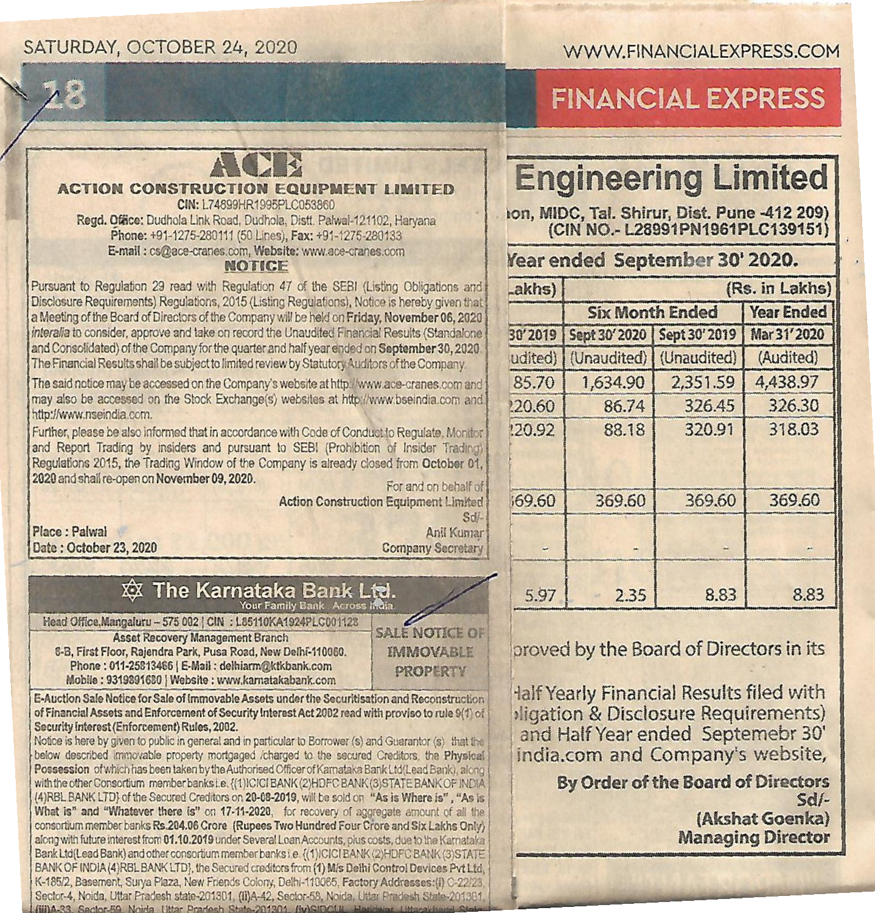# ACE

## ACTION CONSTRUCTION EQUIPMENT LIMITED

CIN: L74899HR1995PLC053860

**Regd. Office:** Dudhola Link Road, Dudhola, Distt. Palwal-121102, Haryana

**Phone:** +91-1275-280111 (50 Lines), **Fax:** +91-1275-280133

**E-mail :** cs@ace-cranes.com, **Website:** www.ace-cranes.com

### NOTICE

Pursuant to Regulation 29 read with Regulation 47 of the SEBI (Listing Obligations and Disclosure Requirements) Regulations, 2015 (Listing Regulations), Notice is hereby given that a Meeting of the Board of Directors of the Company will be held on **Friday, November 06, 2020** *interalia* to consider, approve and take on record the Unaudited Financial Results (Standalone and Consolidated) of the Company for the quarter and half year ended on **September 30, 2020**. The Financial Results shall be subject to limited review by Statutory Auditors of the Company.

The said notice may be accessed on the Company's website at http://www.ace-cranes.com and may also be accessed on the Stock Exchange(s) websites at http://www.bseindia.com and http://www.nseindia.com.

Further, please be also informed that in accordance with Code of Conduct to Regulate, Monitor and Report Trading by insiders and pursuant to SEBI (Prohibition of Insider Trading) Regulations 2015, the Trading Window of the Company is already closed from **October 01, 2020** and shall re-open on **November 09, 2020.**

For and on behalf of
**Action Construction Equipment Limited**
Sd/-
Anil Kumar
Company Secretary

**Place :** Palwal
**Date :** October 23, 2020

---

## The Karnataka Bank Ltd.

Your Family Bank Across India

**Head Office,Mangaluru – 575 002 | CIN : L85110KA1924PLC001128**

**Asset Recovery Management Branch**

6-B, First Floor, Rajendra Park, Pusa Road, New Delhi-110060.

Phone : 011-25813466 | E-Mail : delhiarm@ktkbank.com

Mobile : 9319891680 | Website : www.karnatakabank.com

**SALE NOTICE OF IMMOVABLE PROPERTY**

**E-Auction Sale Notice for Sale of Immovable Assets under the Securitisation and Reconstruction of Financial Assets and Enforcement of Security Interest Act 2002 read with proviso to rule 9(1) of Security Interest (Enforcement) Rules, 2002.**

Notice is here by given to public in general and in particular to Borrower (s) and Guarantor (s) that the below described immovable property mortgaged /charged to the secured Creditors, the **Physical Possession** of which has been taken by the Authorised Officer of Karnataka Bank Ltd(Lead Bank), along with the other Consortium member banks i.e. {(1)ICICI BANK (2)HDFC BANK (3)STATE BANK OF INDIA (4)RBL BANK LTD} of the Secured Creditors on **20-08-2019**, will be sold on **"As is Where is", "As is What is"** and **"Whatever there is"** on **17-11-2020**, for recovery of aggregate amount of all the consortium member banks **Rs.204.06 Crore (Rupees Two Hundred Four Crore and Six Lakhs Only)** along with future interest from **01.10.2019** under Several Loan Accounts, plus costs, due to the Karnataka Bank Ltd(Lead Bank) and other consortium member banks i.e. {(1)ICICI BANK (2)HDFC BANK (3)STATE BANK OF INDIA (4)RBL BANK LTD}, the Secured creditors from **(1) M/s Delhi Control Devices Pvt Ltd,** K-185/2, Basement, Surya Plaza, New Friends Colony, Delhi-110065, **Factory Addresses:(i)** C-22/23, Sector-4, Noida, Uttar Pradesh state-201301, **(ii)**A-42, Sector-58, Noida, Uttar Pradesh State-201301, **(iii)**A-33, Sector-59, Noida, Uttar Pradesh State-201301, **(iv)**SIDCUL, Haridwar, Uttarakhand State

---

# Engineering Limited

on, MIDC, Tal. Shirur, Dist. Pune -412 209)
(CIN NO.- L28991PN1961PLC139151)

**Year ended September 30' 2020.**

| Lakhs) | (Rs. in Lakhs) | | |
|---|---|---|---|
| | Six Month Ended | | Year Ended |
| 30' 2019 | Sept 30' 2020 | Sept 30' 2019 | Mar 31' 2020 |
| udited) | (Unaudited) | (Unaudited) | (Audited) |
| 85.70 | 1,634.90 | 2,351.59 | 4,438.97 |
| 20.60 | 86.74 | 326.45 | 326.30 |
| 20.92 | 88.18 | 320.91 | 318.03 |
| 69.60 | 369.60 | 369.60 | 369.60 |
| - | - | - | - |
| 5.97 | 2.35 | 8.83 | 8.83 |

proved by the Board of Directors in its

Half Yearly Financial Results filed with
bligation & Disclosure Requirements)
and Half Year ended Septemebr 30'
india.com and Company's website,

**By Order of the Board of Directors**
**Sd/-**
**(Akshat Goenka)**
**Managing Director**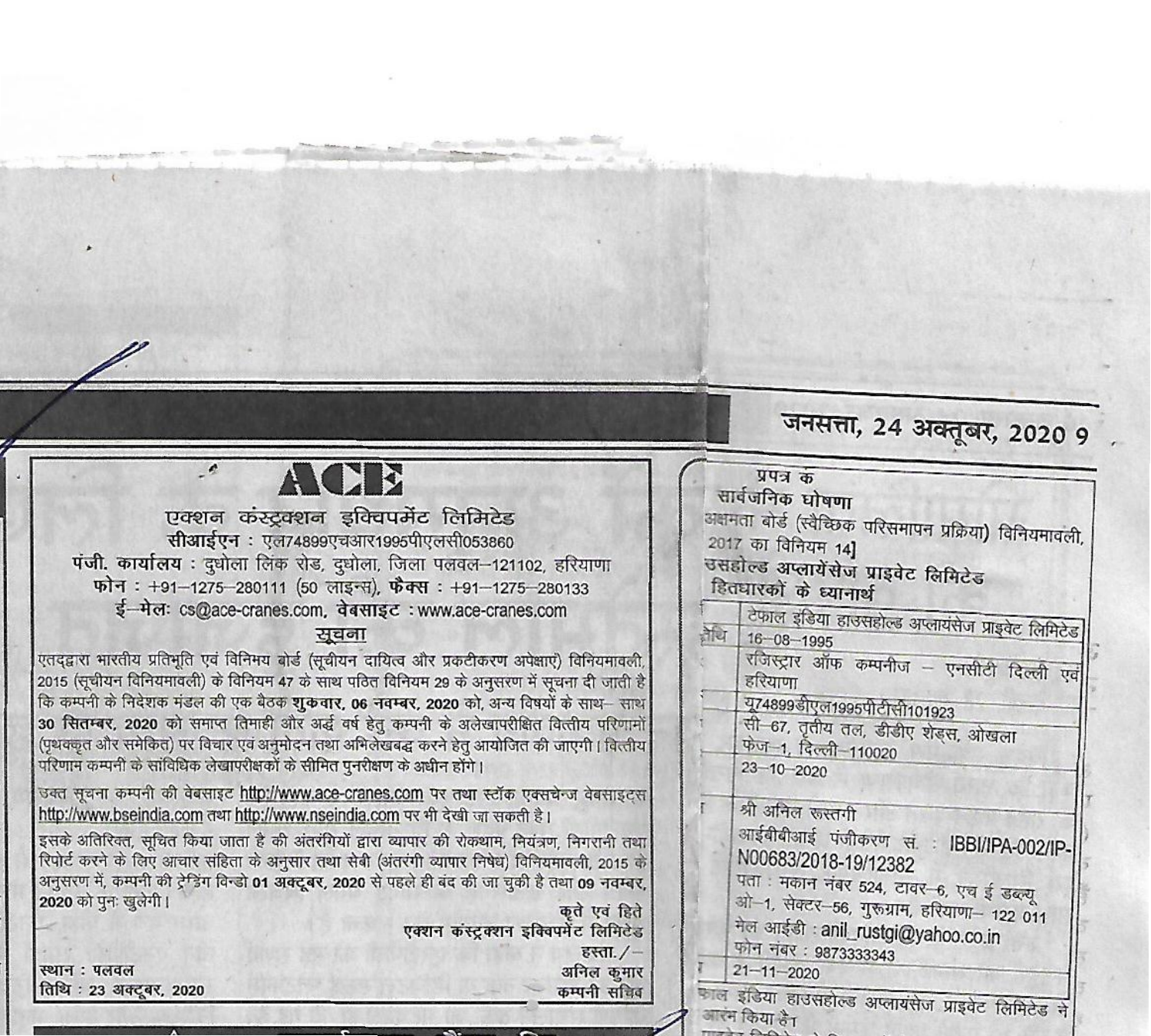# ACE

## एक्शन कंस्ट्रक्शन इक्विपमेंट लिमिटेड

**सीआईएन : एल74899एचआर1995पीएलसी053860**

**पंजी. कार्यालय :** दुधोला लिंक रोड, दुधोला, जिला पलवल–121102, हरियाणा

**फोन :** +91–1275–280111 (50 लाइन्स), **फैक्स :** +91–1275–280133

**ई–मेल:** cs@ace-cranes.com, **वेबसाइट :** www.ace-cranes.com

### सूचना

एतद्द्वारा भारतीय प्रतिभूति एवं विनिमय बोर्ड (सूचीयन दायित्व और प्रकटीकरण अपेक्षाएं) विनियमावली, 2015 (सूचीयन विनियमावली) के विनियम 47 के साथ पठित विनियम 29 के अनुसरण में सूचना दी जाती है कि कम्पनी के निदेशक मंडल की एक बैठक **शुक्रवार, 06 नवम्बर, 2020** को, अन्य विषयों के साथ– साथ **30 सितम्बर, 2020** को समाप्त तिमाही और अर्द्ध वर्ष हेतु कम्पनी के अलेखापरीक्षित वित्तीय परिणामों (पृथक्कृत और समेकित) पर विचार एवं अनुमोदन तथा अभिलेखबद्ध करने हेतु आयोजित की जाएगी। वित्तीय परिणाम कम्पनी के सांविधिक लेखापरीक्षकों के सीमित पुनरीक्षण के अधीन होंगे।

उक्त सूचना कम्पनी की वेबसाइट http://www.ace-cranes.com पर तथा स्टॉक एक्सचेन्ज वेबसाइट्स http://www.bseindia.com तथा http://www.nseindia.com पर भी देखी जा सकती है।

इसके अतिरिक्त, सूचित किया जाता है की अंतरंगियों द्वारा व्यापार की रोकथाम, नियंत्रण, निगरानी तथा रिपोर्ट करने के लिए आचार संहिता के अनुसार तथा सेबी (अंतरंगी व्यापार निषेध) विनियमावली, 2015 के अनुसरण में, कम्पनी की ट्रेडिंग विन्डो **01 अक्टूबर, 2020** से पहले ही बंद की जा चुकी है तथा **09 नवम्बर, 2020** को पुनः खुलेगी।

कृते एवं हिते

एक्शन कंस्ट्रक्शन इक्विपमेंट लिमिटेड

हस्ता./–

अनिल कुमार

कम्पनी सचिव

**स्थान :** पलवल

**तिथि :** 23 अक्टूबर, 2020

---

प्रपत्र क

**सार्वजनिक घोषणा**

[भारतीय दिवाला और शोधन अक्षमता बोर्ड (स्वैच्छिक परिसमापन प्रक्रिया) विनियमावली, 2017 का विनियम 14]

**टेफाल इंडिया हाउसहोल्ड अप्लायेंसेज प्राइवेट लिमिटेड के हितधारकों के ध्यानार्थ**

| | |
|---|---|
| | टेफाल इंडिया हाउसहोल्ड अप्लायंसेज प्राइवेट लिमिटेड |
| तिथि | 16–08–1995 |
| | रजिस्ट्रार ऑफ कम्पनीज – एनसीटी दिल्ली एवं हरियाणा |
| | यू74899डीएल1995पीटीसी101923 |
| | सी–67, तृतीय तल, डीडीए शेड्स, ओखला फेज–1, दिल्ली–110020 |
| | 23–10–2020 |
| | श्री अनिल रूस्तगी<br>आईबीबीआई पंजीकरण सं. : IBBI/IPA-002/IP-N00683/2018-19/12382<br>पता : मकान नंबर 524, टावर–6, एच ई डब्ल्यू ओ–1, सेक्टर–56, गुरूग्राम, हरियाणा– 122 011<br>मेल आईडी : anil_rustgi@yahoo.co.in<br>फोन नंबर : 9873333343 |
| | 21–11–2020 |

...फाल इंडिया हाउसहोल्ड अप्लायंसेज प्राइवेट लिमिटेड ने ... आरम्भ किया है।